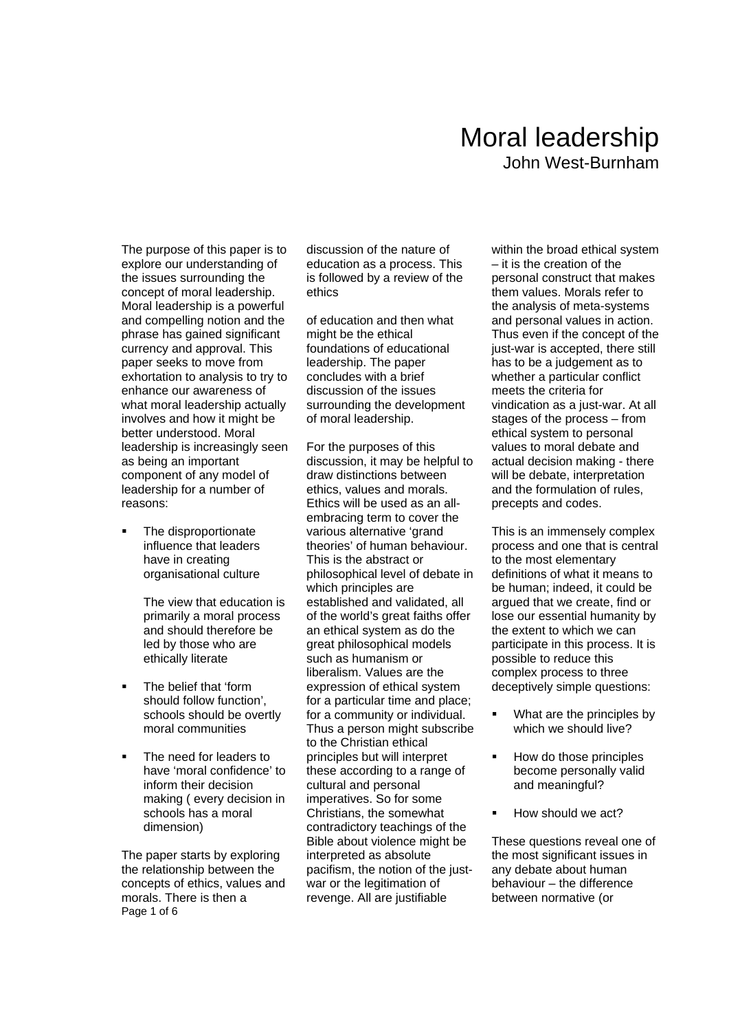# Moral leadership

John West-Burnham

The purpose of this paper is to explore our understanding of the issues surrounding the concept of moral leadership. Moral leadership is a powerful and compelling notion and the phrase has gained significant currency and approval. This paper seeks to move from exhortation to analysis to try to enhance our awareness of what moral leadership actually involves and how it might be better understood. Moral leadership is increasingly seen as being an important component of any model of leadership for a number of reasons:

- The disproportionate influence that leaders have in creating organisational culture
- The view that education is primarily a moral process and should therefore be led by those who are ethically literate
- The belief that 'form should follow function', schools should be overtly moral communities
- The need for leaders to have 'moral confidence' to inform their decision making ( every decision in schools has a moral dimension)

The paper starts by exploring the relationship between the concepts of ethics, values and morals. There is then a discussion of the nature of education as a process. This is followed by a review of the ethics of education and then what might be the ethical foundations of educational leadership. The paper concludes with a brief discussion of the issues surrounding the development of moral leadership.

For the purposes of this discussion, it may be helpful to draw distinctions between ethics, values and morals. Ethics will be used as an all-embracing term to cover the various alternative 'grand theories' of human behaviour. This is the abstract or philosophical level of debate in which principles are established and validated, all of the world's great faiths offer an ethical system as do the great philosophical models such as humanism or liberalism. Values are the expression of ethical system for a particular time and place; for a community or individual. Thus a person might subscribe to the Christian ethical principles but will interpret these according to a range of cultural and personal imperatives. So for some Christians, the somewhat contradictory teachings of the Bible about violence might be interpreted as absolute pacifism, the notion of the just-war or the legitimation of revenge. All are justifiable within the broad ethical system – it is the creation of the personal construct that makes them values. Morals refer to the analysis of meta-systems and personal values in action. Thus even if the concept of the just-war is accepted, there still has to be a judgement as to whether a particular conflict meets the criteria for vindication as a just-war. At all stages of the process – from ethical system to personal values to moral debate and actual decision making - there will be debate, interpretation and the formulation of rules, precepts and codes.

This is an immensely complex process and one that is central to the most elementary definitions of what it means to be human; indeed, it could be argued that we create, find or lose our essential humanity by the extent to which we can participate in this process. It is possible to reduce this complex process to three deceptively simple questions:

- What are the principles by which we should live?
- How do those principles become personally valid and meaningful?
- How should we act?

These questions reveal one of the most significant issues in any debate about human behaviour – the difference between normative (or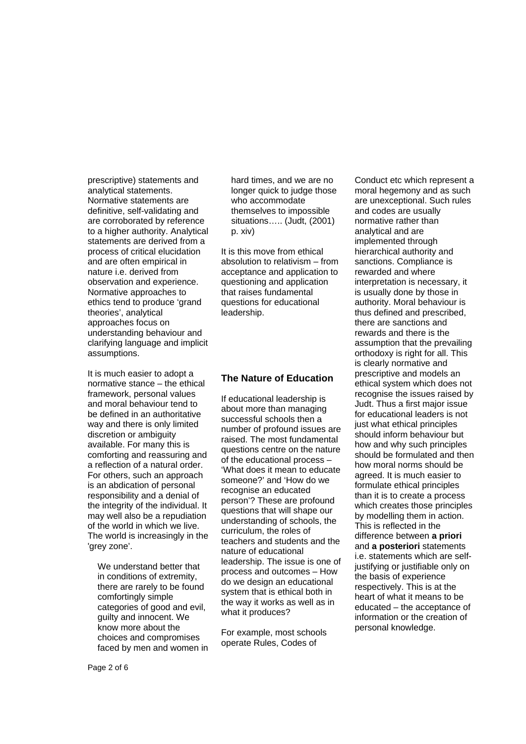prescriptive) statements and analytical statements. Normative statements are definitive, self-validating and are corroborated by reference to a higher authority. Analytical statements are derived from a process of critical elucidation and are often empirical in nature i.e. derived from observation and experience. Normative approaches to ethics tend to produce 'grand theories', analytical approaches focus on understanding behaviour and clarifying language and implicit assumptions.

It is much easier to adopt a normative stance – the ethical framework, personal values and moral behaviour tend to be defined in an authoritative way and there is only limited discretion or ambiguity available. For many this is comforting and reassuring and a reflection of a natural order. For others, such an approach is an abdication of personal responsibility and a denial of the integrity of the individual. It may well also be a repudiation of the world in which we live. The world is increasingly in the 'grey zone'.

> We understand better that in conditions of extremity, there are rarely to be found comfortingly simple categories of good and evil, guilty and innocent. We know more about the choices and compromises faced by men and women in hard times, and we are no longer quick to judge those who accommodate themselves to impossible situations….. (Judt, (2001) p. xiv)

It is this move from ethical absolution to relativism – from acceptance and application to questioning and application that raises fundamental questions for educational leadership.

## The Nature of Education

If educational leadership is about more than managing successful schools then a number of profound issues are raised. The most fundamental questions centre on the nature of the educational process – 'What does it mean to educate someone?' and 'How do we recognise an educated person'? These are profound questions that will shape our understanding of schools, the curriculum, the roles of teachers and students and the nature of educational leadership. The issue is one of process and outcomes – How do we design an educational system that is ethical both in the way it works as well as in what it produces?

For example, most schools operate Rules, Codes of Conduct etc which represent a moral hegemony and as such are unexceptional. Such rules and codes are usually normative rather than analytical and are implemented through hierarchical authority and sanctions. Compliance is rewarded and where interpretation is necessary, it is usually done by those in authority. Moral behaviour is thus defined and prescribed, there are sanctions and rewards and there is the assumption that the prevailing orthodoxy is right for all. This is clearly normative and prescriptive and models an ethical system which does not recognise the issues raised by Judt. Thus a first major issue for educational leaders is not just what ethical principles should inform behaviour but how and why such principles should be formulated and then how moral norms should be agreed. It is much easier to formulate ethical principles than it is to create a process which creates those principles by modelling them in action. This is reflected in the difference between **a priori** and **a posteriori** statements i.e. statements which are self-justifying or justifiable only on the basis of experience respectively. This is at the heart of what it means to be educated – the acceptance of information or the creation of personal knowledge.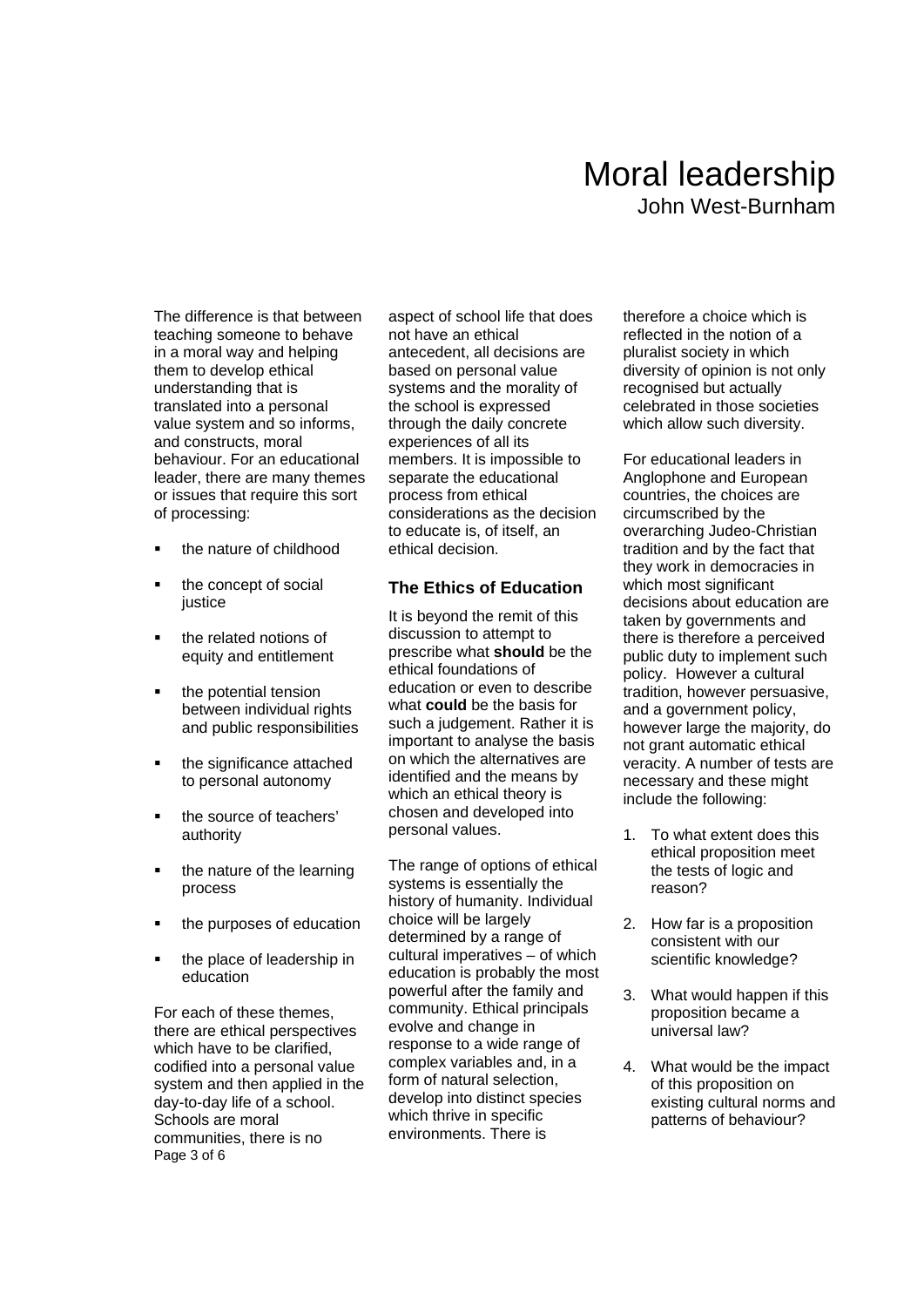The difference is that between teaching someone to behave in a moral way and helping them to develop ethical understanding that is translated into a personal value system and so informs, and constructs, moral behaviour. For an educational leader, there are many themes or issues that require this sort of processing:

- the nature of childhood
- the concept of social justice
- the related notions of equity and entitlement
- the potential tension between individual rights and public responsibilities
- the significance attached to personal autonomy
- the source of teachers' authority
- the nature of the learning process
- the purposes of education
- the place of leadership in education

For each of these themes, there are ethical perspectives which have to be clarified, codified into a personal value system and then applied in the day-to-day life of a school. Schools are moral communities, there is no aspect of school life that does not have an ethical antecedent, all decisions are based on personal value systems and the morality of the school is expressed through the daily concrete experiences of all its members. It is impossible to separate the educational process from ethical considerations as the decision to educate is, of itself, an ethical decision.

### The Ethics of Education

It is beyond the remit of this discussion to attempt to prescribe what **should** be the ethical foundations of education or even to describe what **could** be the basis for such a judgement. Rather it is important to analyse the basis on which the alternatives are identified and the means by which an ethical theory is chosen and developed into personal values.

The range of options of ethical systems is essentially the history of humanity. Individual choice will be largely determined by a range of cultural imperatives – of which education is probably the most powerful after the family and community. Ethical principals evolve and change in response to a wide range of complex variables and, in a form of natural selection, develop into distinct species which thrive in specific environments. There is therefore a choice which is reflected in the notion of a pluralist society in which diversity of opinion is not only recognised but actually celebrated in those societies which allow such diversity.

For educational leaders in Anglophone and European countries, the choices are circumscribed by the overarching Judeo-Christian tradition and by the fact that they work in democracies in which most significant decisions about education are taken by governments and there is therefore a perceived public duty to implement such policy. However a cultural tradition, however persuasive, and a government policy, however large the majority, do not grant automatic ethical veracity. A number of tests are necessary and these might include the following:

1. To what extent does this ethical proposition meet the tests of logic and reason?
2. How far is a proposition consistent with our scientific knowledge?
3. What would happen if this proposition became a universal law?
4. What would be the impact of this proposition on existing cultural norms and patterns of behaviour?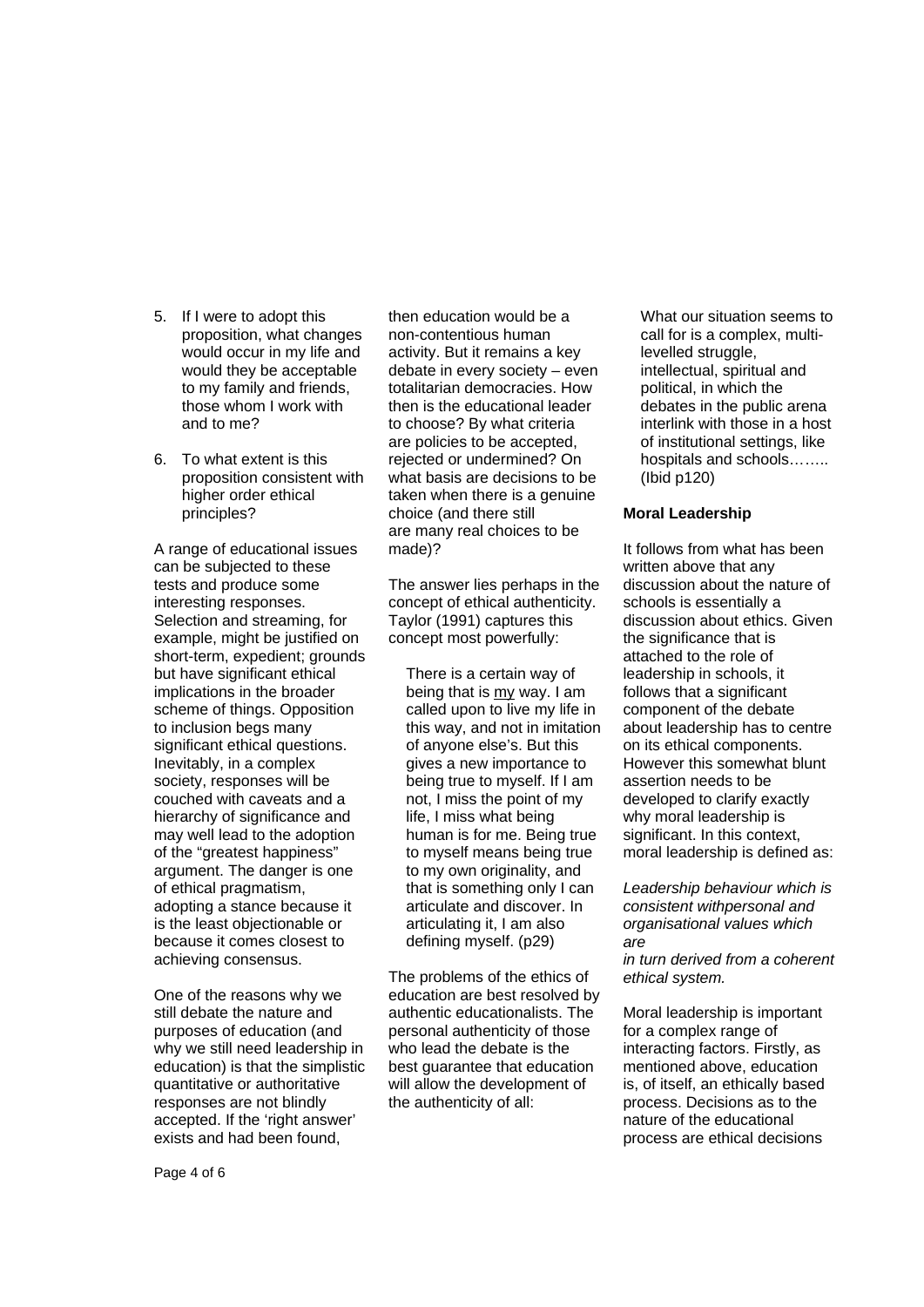5. If I were to adopt this proposition, what changes would occur in my life and would they be acceptable to my family and friends, those whom I work with and to me?

6. To what extent is this proposition consistent with higher order ethical principles?

A range of educational issues can be subjected to these tests and produce some interesting responses. Selection and streaming, for example, might be justified on short-term, expedient; grounds but have significant ethical implications in the broader scheme of things. Opposition to inclusion begs many significant ethical questions. Inevitably, in a complex society, responses will be couched with caveats and a hierarchy of significance and may well lead to the adoption of the "greatest happiness" argument. The danger is one of ethical pragmatism, adopting a stance because it is the least objectionable or because it comes closest to achieving consensus.

One of the reasons why we still debate the nature and purposes of education (and why we still need leadership in education) is that the simplistic quantitative or authoritative responses are not blindly accepted. If the 'right answer' exists and had been found, then education would be a non-contentious human activity. But it remains a key debate in every society – even totalitarian democracies. How then is the educational leader to choose? By what criteria are policies to be accepted, rejected or undermined? On what basis are decisions to be taken when there is a genuine choice (and there still are many real choices to be made)?

The answer lies perhaps in the concept of ethical authenticity. Taylor (1991) captures this concept most powerfully:

> There is a certain way of being that is my way. I am called upon to live my life in this way, and not in imitation of anyone else's. But this gives a new importance to being true to myself. If I am not, I miss the point of my life, I miss what being human is for me. Being true to myself means being true to my own originality, and that is something only I can articulate and discover. In articulating it, I am also defining myself. (p29)

The problems of the ethics of education are best resolved by authentic educationalists. The personal authenticity of those who lead the debate is the best guarantee that education will allow the development of the authenticity of all:

> What our situation seems to call for is a complex, multi-levelled struggle, intellectual, spiritual and political, in which the debates in the public arena interlink with those in a host of institutional settings, like hospitals and schools…….. (Ibid p120)

**Moral Leadership**

It follows from what has been written above that any discussion about the nature of schools is essentially a discussion about ethics. Given the significance that is attached to the role of leadership in schools, it follows that a significant component of the debate about leadership has to centre on its ethical components. However this somewhat blunt assertion needs to be developed to clarify exactly why moral leadership is significant. In this context, moral leadership is defined as:

*Leadership behaviour which is consistent withpersonal and organisational values which are in turn derived from a coherent ethical system.*

Moral leadership is important for a complex range of interacting factors. Firstly, as mentioned above, education is, of itself, an ethically based process. Decisions as to the nature of the educational process are ethical decisions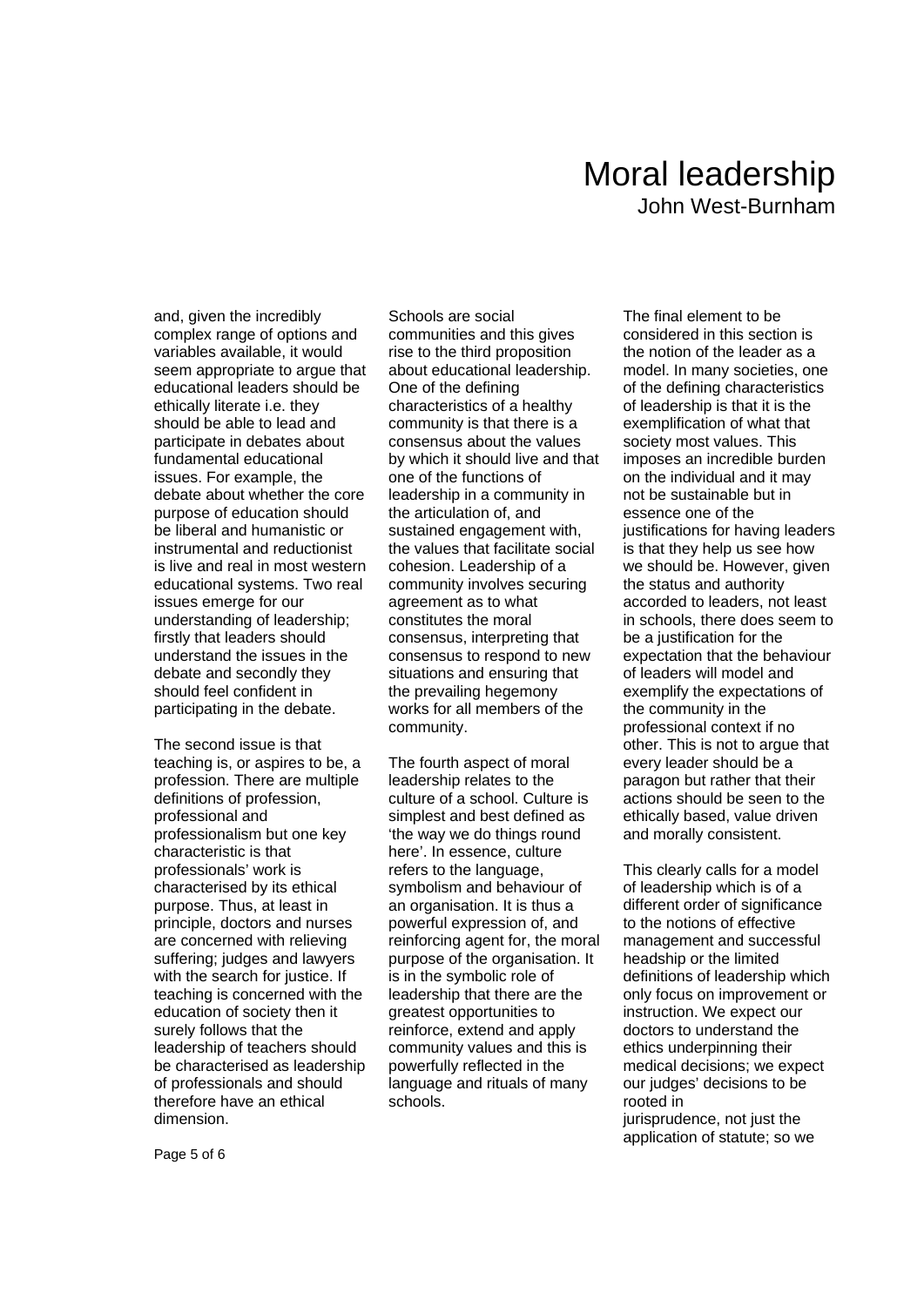and, given the incredibly complex range of options and variables available, it would seem appropriate to argue that educational leaders should be ethically literate i.e. they should be able to lead and participate in debates about fundamental educational issues. For example, the debate about whether the core purpose of education should be liberal and humanistic or instrumental and reductionist is live and real in most western educational systems. Two real issues emerge for our understanding of leadership; firstly that leaders should understand the issues in the debate and secondly they should feel confident in participating in the debate.

The second issue is that teaching is, or aspires to be, a profession. There are multiple definitions of profession, professional and professionalism but one key characteristic is that professionals' work is characterised by its ethical purpose. Thus, at least in principle, doctors and nurses are concerned with relieving suffering; judges and lawyers with the search for justice. If teaching is concerned with the education of society then it surely follows that the leadership of teachers should be characterised as leadership of professionals and should therefore have an ethical dimension.

Schools are social communities and this gives rise to the third proposition about educational leadership. One of the defining characteristics of a healthy community is that there is a consensus about the values by which it should live and that one of the functions of leadership in a community in the articulation of, and sustained engagement with, the values that facilitate social cohesion. Leadership of a community involves securing agreement as to what constitutes the moral consensus, interpreting that consensus to respond to new situations and ensuring that the prevailing hegemony works for all members of the community.

The fourth aspect of moral leadership relates to the culture of a school. Culture is simplest and best defined as 'the way we do things round here'. In essence, culture refers to the language, symbolism and behaviour of an organisation. It is thus a powerful expression of, and reinforcing agent for, the moral purpose of the organisation. It is in the symbolic role of leadership that there are the greatest opportunities to reinforce, extend and apply community values and this is powerfully reflected in the language and rituals of many schools.

The final element to be considered in this section is the notion of the leader as a model. In many societies, one of the defining characteristics of leadership is that it is the exemplification of what that society most values. This imposes an incredible burden on the individual and it may not be sustainable but in essence one of the justifications for having leaders is that they help us see how we should be. However, given the status and authority accorded to leaders, not least in schools, there does seem to be a justification for the expectation that the behaviour of leaders will model and exemplify the expectations of the community in the professional context if no other. This is not to argue that every leader should be a paragon but rather that their actions should be seen to the ethically based, value driven and morally consistent.

This clearly calls for a model of leadership which is of a different order of significance to the notions of effective management and successful headship or the limited definitions of leadership which only focus on improvement or instruction. We expect our doctors to understand the ethics underpinning their medical decisions; we expect our judges' decisions to be rooted in jurisprudence, not just the application of statute; so we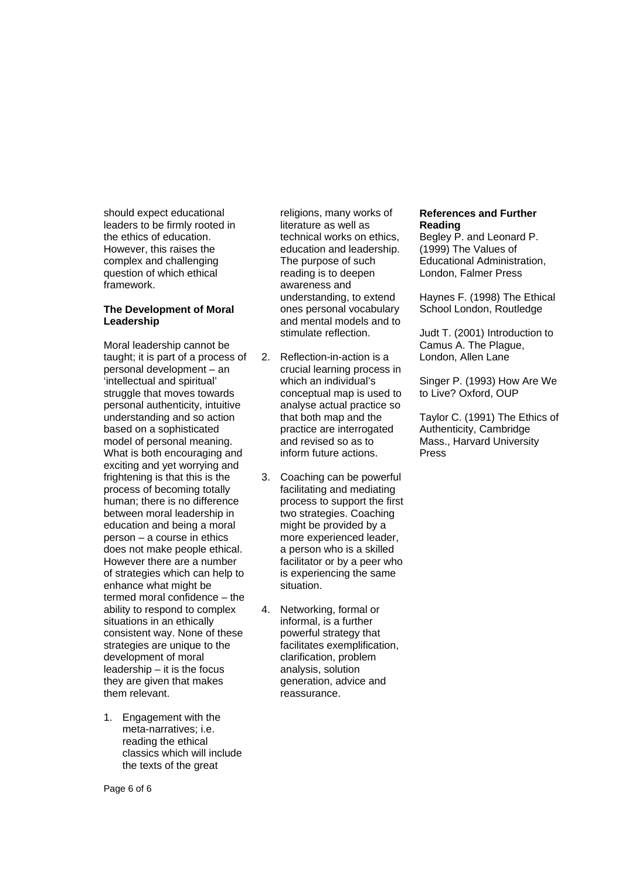should expect educational leaders to be firmly rooted in the ethics of education. However, this raises the complex and challenging question of which ethical framework.

### The Development of Moral Leadership

Moral leadership cannot be taught; it is part of a process of personal development – an 'intellectual and spiritual' struggle that moves towards personal authenticity, intuitive understanding and so action based on a sophisticated model of personal meaning. What is both encouraging and exciting and yet worrying and frightening is that this is the process of becoming totally human; there is no difference between moral leadership in education and being a moral person – a course in ethics does not make people ethical. However there are a number of strategies which can help to enhance what might be termed moral confidence – the ability to respond to complex situations in an ethically consistent way. None of these strategies are unique to the development of moral leadership – it is the focus they are given that makes them relevant.

1. Engagement with the meta-narratives; i.e. reading the ethical classics which will include the texts of the great religions, many works of literature as well as technical works on ethics, education and leadership. The purpose of such reading is to deepen awareness and understanding, to extend ones personal vocabulary and mental models and to stimulate reflection.

2. Reflection-in-action is a crucial learning process in which an individual's conceptual map is used to analyse actual practice so that both map and the practice are interrogated and revised so as to inform future actions.

3. Coaching can be powerful facilitating and mediating process to support the first two strategies. Coaching might be provided by a more experienced leader, a person who is a skilled facilitator or by a peer who is experiencing the same situation.

4. Networking, formal or informal, is a further powerful strategy that facilitates exemplification, clarification, problem analysis, solution generation, advice and reassurance.

### References and Further Reading

Begley P. and Leonard P. (1999) The Values of Educational Administration, London, Falmer Press

Haynes F. (1998) The Ethical School London, Routledge

Judt T. (2001) Introduction to Camus A. The Plague, London, Allen Lane

Singer P. (1993) How Are We to Live? Oxford, OUP

Taylor C. (1991) The Ethics of Authenticity, Cambridge Mass., Harvard University Press